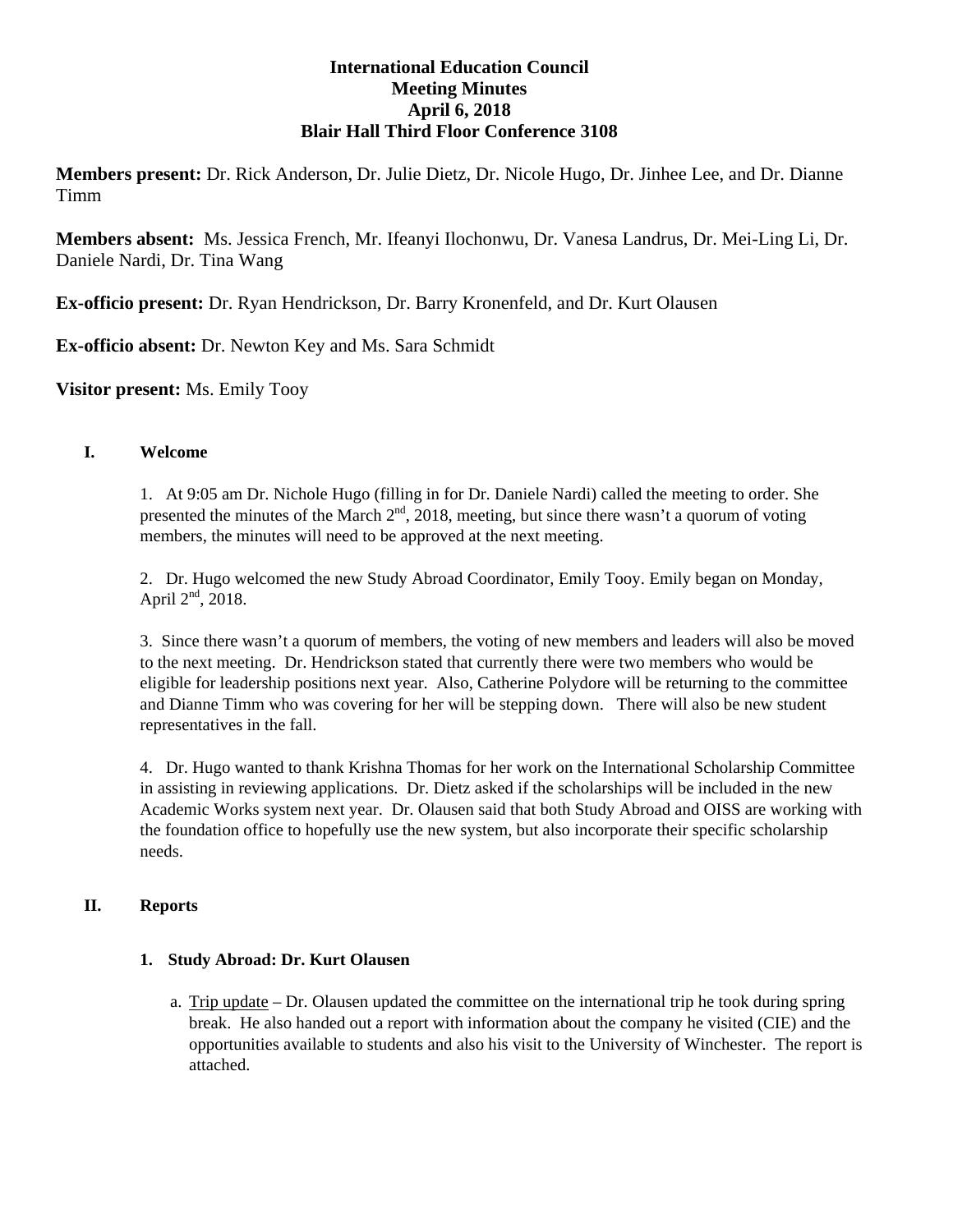# International Education Council
## Meeting Minutes
## April 6, 2018
## Blair Hall Third Floor Conference 3108

**Members present:** Dr. Rick Anderson, Dr. Julie Dietz, Dr. Nicole Hugo, Dr. Jinhee Lee, and Dr. Dianne Timm

**Members absent:** Ms. Jessica French, Mr. Ifeanyi Ilochonwu, Dr. Vanesa Landrus, Dr. Mei-Ling Li, Dr. Daniele Nardi, Dr. Tina Wang

**Ex-officio present:** Dr. Ryan Hendrickson, Dr. Barry Kronenfeld, and Dr. Kurt Olausen

**Ex-officio absent:** Dr. Newton Key and Ms. Sara Schmidt

**Visitor present:** Ms. Emily Tooy

### I. Welcome

1. At 9:05 am Dr. Nichole Hugo (filling in for Dr. Daniele Nardi) called the meeting to order. She presented the minutes of the March 2nd, 2018, meeting, but since there wasn't a quorum of voting members, the minutes will need to be approved at the next meeting.

2. Dr. Hugo welcomed the new Study Abroad Coordinator, Emily Tooy. Emily began on Monday, April 2nd, 2018.

3. Since there wasn't a quorum of members, the voting of new members and leaders will also be moved to the next meeting. Dr. Hendrickson stated that currently there were two members who would be eligible for leadership positions next year. Also, Catherine Polydore will be returning to the committee and Dianne Timm who was covering for her will be stepping down. There will also be new student representatives in the fall.

4. Dr. Hugo wanted to thank Krishna Thomas for her work on the International Scholarship Committee in assisting in reviewing applications. Dr. Dietz asked if the scholarships will be included in the new Academic Works system next year. Dr. Olausen said that both Study Abroad and OISS are working with the foundation office to hopefully use the new system, but also incorporate their specific scholarship needs.

### II. Reports

#### 1. Study Abroad: Dr. Kurt Olausen

a. Trip update – Dr. Olausen updated the committee on the international trip he took during spring break. He also handed out a report with information about the company he visited (CIE) and the opportunities available to students and also his visit to the University of Winchester. The report is attached.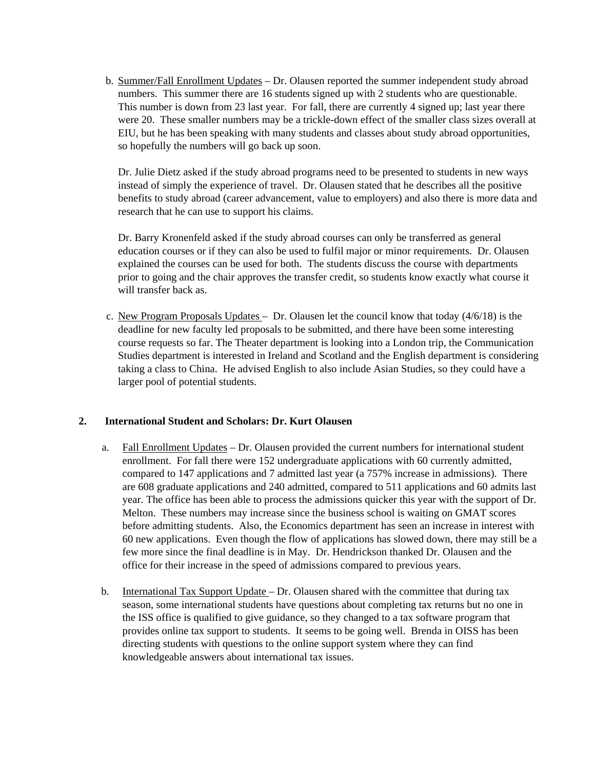b. <u>Summer/Fall Enrollment Updates</u> – Dr. Olausen reported the summer independent study abroad numbers. This summer there are 16 students signed up with 2 students who are questionable. This number is down from 23 last year. For fall, there are currently 4 signed up; last year there were 20. These smaller numbers may be a trickle-down effect of the smaller class sizes overall at EIU, but he has been speaking with many students and classes about study abroad opportunities, so hopefully the numbers will go back up soon.

   Dr. Julie Dietz asked if the study abroad programs need to be presented to students in new ways instead of simply the experience of travel. Dr. Olausen stated that he describes all the positive benefits to study abroad (career advancement, value to employers) and also there is more data and research that he can use to support his claims.

   Dr. Barry Kronenfeld asked if the study abroad courses can only be transferred as general education courses or if they can also be used to fulfil major or minor requirements. Dr. Olausen explained the courses can be used for both. The students discuss the course with departments prior to going and the chair approves the transfer credit, so students know exactly what course it will transfer back as.

c. <u>New Program Proposals Updates</u> – Dr. Olausen let the council know that today (4/6/18) is the deadline for new faculty led proposals to be submitted, and there have been some interesting course requests so far. The Theater department is looking into a London trip, the Communication Studies department is interested in Ireland and Scotland and the English department is considering taking a class to China. He advised English to also include Asian Studies, so they could have a larger pool of potential students.

**2. International Student and Scholars: Dr. Kurt Olausen**

a. <u>Fall Enrollment Updates</u> – Dr. Olausen provided the current numbers for international student enrollment. For fall there were 152 undergraduate applications with 60 currently admitted, compared to 147 applications and 7 admitted last year (a 757% increase in admissions). There are 608 graduate applications and 240 admitted, compared to 511 applications and 60 admits last year. The office has been able to process the admissions quicker this year with the support of Dr. Melton. These numbers may increase since the business school is waiting on GMAT scores before admitting students. Also, the Economics department has seen an increase in interest with 60 new applications. Even though the flow of applications has slowed down, there may still be a few more since the final deadline is in May. Dr. Hendrickson thanked Dr. Olausen and the office for their increase in the speed of admissions compared to previous years.

b. <u>International Tax Support Update</u> – Dr. Olausen shared with the committee that during tax season, some international students have questions about completing tax returns but no one in the ISS office is qualified to give guidance, so they changed to a tax software program that provides online tax support to students. It seems to be going well. Brenda in OISS has been directing students with questions to the online support system where they can find knowledgeable answers about international tax issues.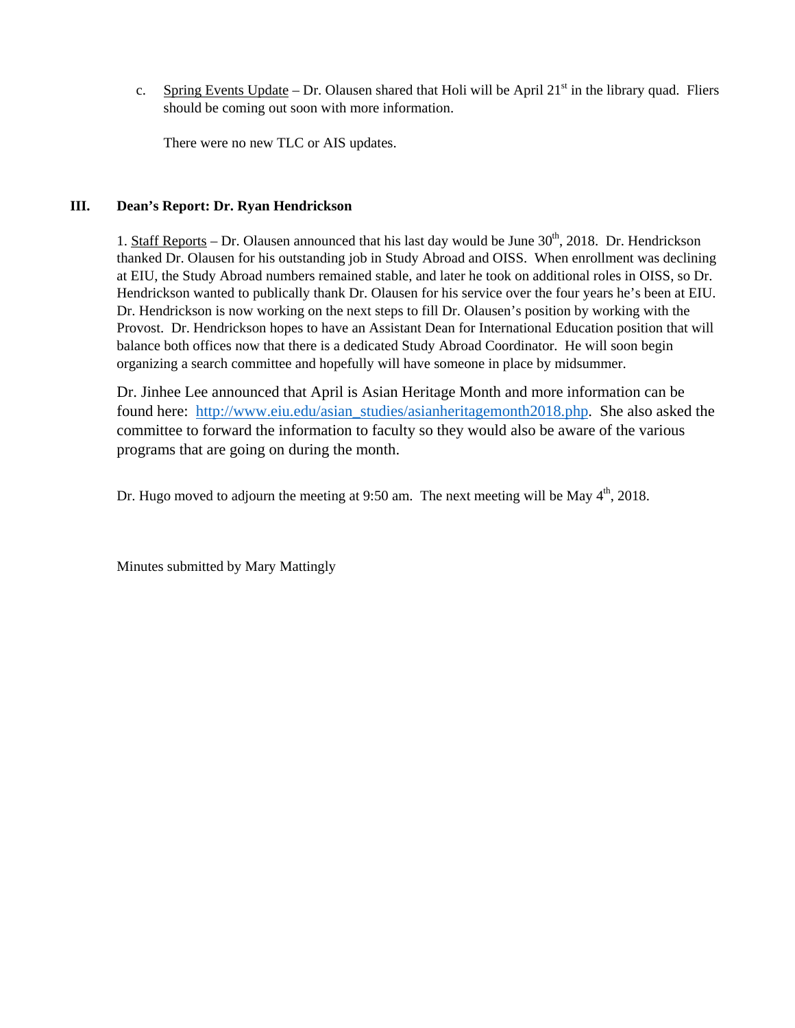c. <u>Spring Events Update</u> – Dr. Olausen shared that Holi will be April 21st in the library quad. Fliers should be coming out soon with more information.

   There were no new TLC or AIS updates.

## III. Dean's Report: Dr. Ryan Hendrickson

1. <u>Staff Reports</u> – Dr. Olausen announced that his last day would be June 30th, 2018. Dr. Hendrickson thanked Dr. Olausen for his outstanding job in Study Abroad and OISS. When enrollment was declining at EIU, the Study Abroad numbers remained stable, and later he took on additional roles in OISS, so Dr. Hendrickson wanted to publically thank Dr. Olausen for his service over the four years he's been at EIU. Dr. Hendrickson is now working on the next steps to fill Dr. Olausen's position by working with the Provost. Dr. Hendrickson hopes to have an Assistant Dean for International Education position that will balance both offices now that there is a dedicated Study Abroad Coordinator. He will soon begin organizing a search committee and hopefully will have someone in place by midsummer.

Dr. Jinhee Lee announced that April is Asian Heritage Month and more information can be found here: [http://www.eiu.edu/asian_studies/asianheritagemonth2018.php](http://www.eiu.edu/asian_studies/asianheritagemonth2018.php). She also asked the committee to forward the information to faculty so they would also be aware of the various programs that are going on during the month.

Dr. Hugo moved to adjourn the meeting at 9:50 am. The next meeting will be May 4th, 2018.

Minutes submitted by Mary Mattingly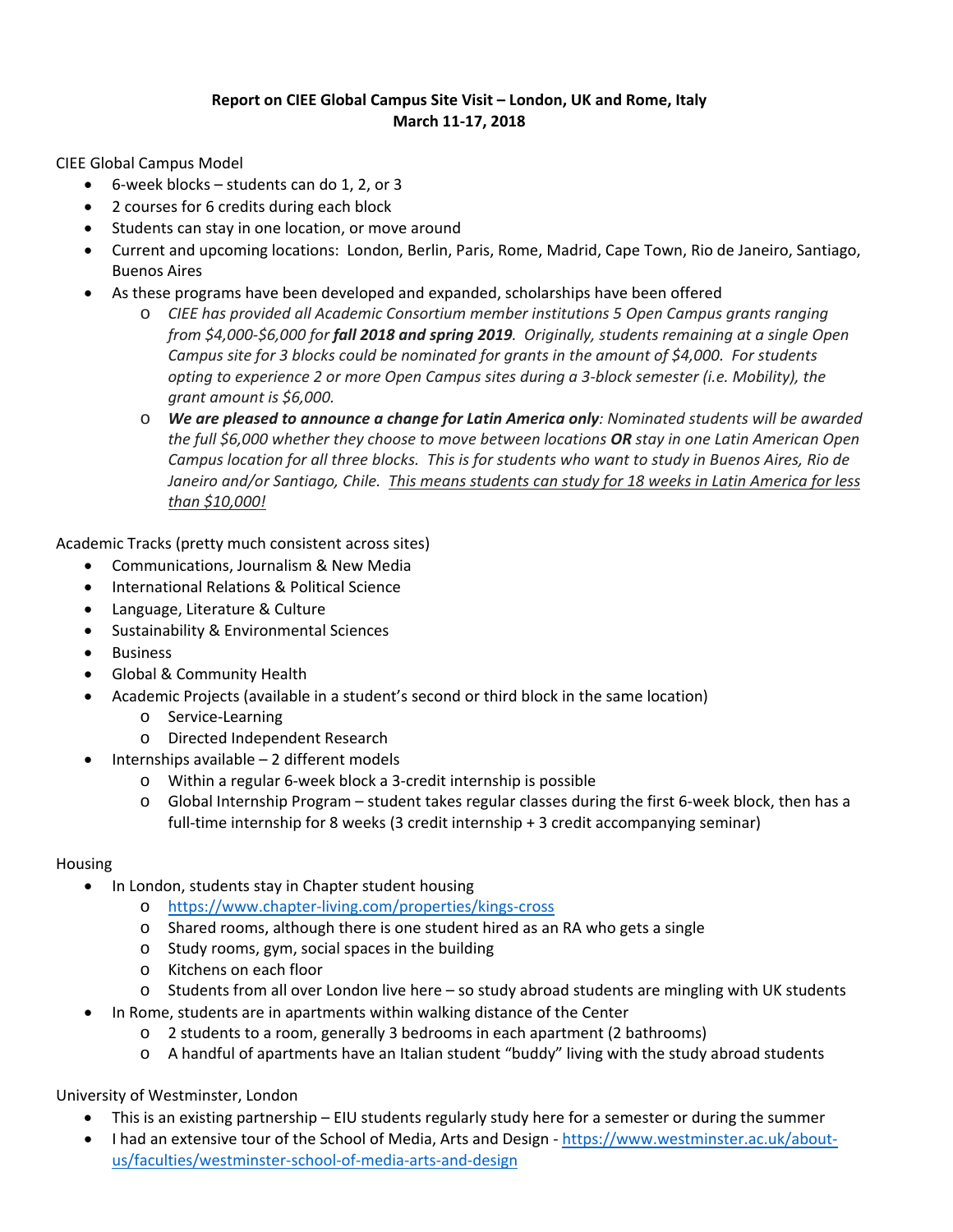**Report on CIEE Global Campus Site Visit – London, UK and Rome, Italy**
**March 11-17, 2018**

CIEE Global Campus Model

- 6-week blocks – students can do 1, 2, or 3
- 2 courses for 6 credits during each block
- Students can stay in one location, or move around
- Current and upcoming locations: London, Berlin, Paris, Rome, Madrid, Cape Town, Rio de Janeiro, Santiago, Buenos Aires
- As these programs have been developed and expanded, scholarships have been offered
  - *CIEE has provided all Academic Consortium member institutions 5 Open Campus grants ranging from $4,000-$6,000 for **fall 2018 and spring 2019**. Originally, students remaining at a single Open Campus site for 3 blocks could be nominated for grants in the amount of $4,000. For students opting to experience 2 or more Open Campus sites during a 3-block semester (i.e. Mobility), the grant amount is $6,000.*
  - ***We are pleased to announce a change for Latin America only**: Nominated students will be awarded the full $6,000 whether they choose to move between locations **OR** stay in one Latin American Open Campus location for all three blocks. This is for students who want to study in Buenos Aires, Rio de Janeiro and/or Santiago, Chile. <u>This means students can study for 18 weeks in Latin America for less than $10,000!</u>*

Academic Tracks (pretty much consistent across sites)

- Communications, Journalism & New Media
- International Relations & Political Science
- Language, Literature & Culture
- Sustainability & Environmental Sciences
- Business
- Global & Community Health
- Academic Projects (available in a student's second or third block in the same location)
  - Service-Learning
  - Directed Independent Research
- Internships available – 2 different models
  - Within a regular 6-week block a 3-credit internship is possible
  - Global Internship Program – student takes regular classes during the first 6-week block, then has a full-time internship for 8 weeks (3 credit internship + 3 credit accompanying seminar)

Housing

- In London, students stay in Chapter student housing
  - https://www.chapter-living.com/properties/kings-cross
  - Shared rooms, although there is one student hired as an RA who gets a single
  - Study rooms, gym, social spaces in the building
  - Kitchens on each floor
  - Students from all over London live here – so study abroad students are mingling with UK students
- In Rome, students are in apartments within walking distance of the Center
  - 2 students to a room, generally 3 bedrooms in each apartment (2 bathrooms)
  - A handful of apartments have an Italian student "buddy" living with the study abroad students

University of Westminster, London

- This is an existing partnership – EIU students regularly study here for a semester or during the summer
- I had an extensive tour of the School of Media, Arts and Design - https://www.westminster.ac.uk/about-us/faculties/westminster-school-of-media-arts-and-design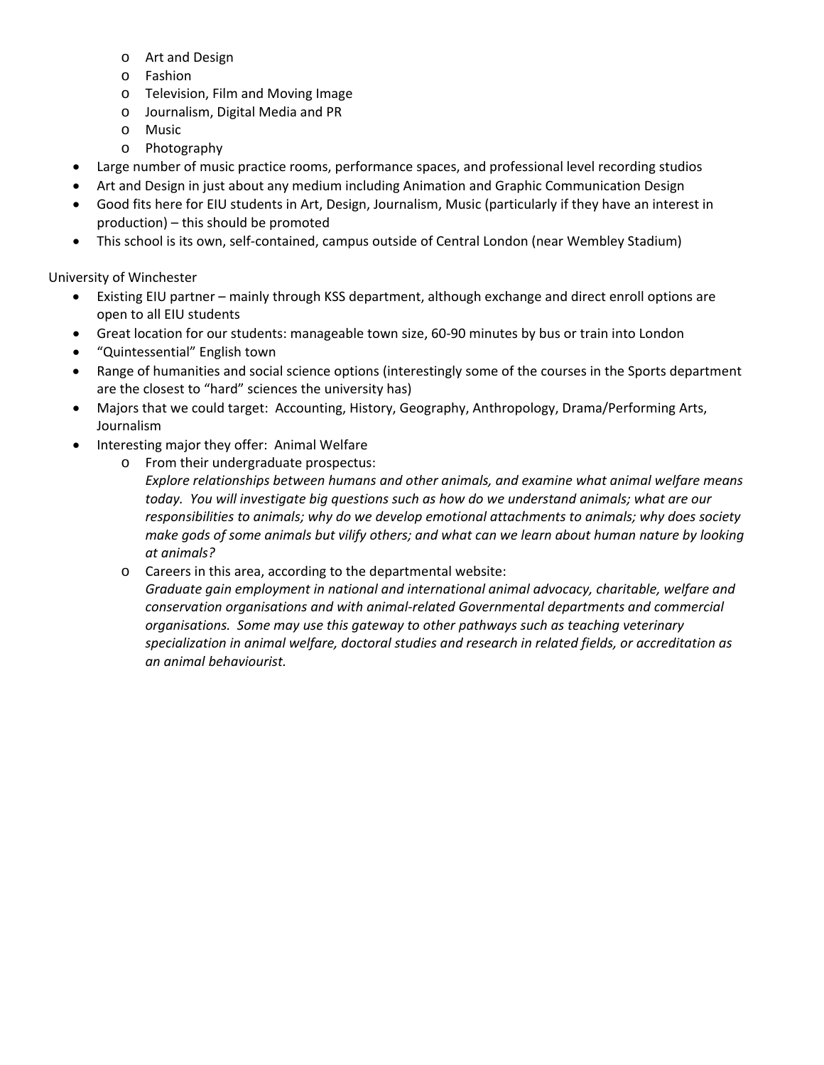- Art and Design
  - Fashion
  - Television, Film and Moving Image
  - Journalism, Digital Media and PR
  - Music
  - Photography
- Large number of music practice rooms, performance spaces, and professional level recording studios
- Art and Design in just about any medium including Animation and Graphic Communication Design
- Good fits here for EIU students in Art, Design, Journalism, Music (particularly if they have an interest in production) – this should be promoted
- This school is its own, self-contained, campus outside of Central London (near Wembley Stadium)

University of Winchester

- Existing EIU partner – mainly through KSS department, although exchange and direct enroll options are open to all EIU students
- Great location for our students: manageable town size, 60-90 minutes by bus or train into London
- "Quintessential" English town
- Range of humanities and social science options (interestingly some of the courses in the Sports department are the closest to "hard" sciences the university has)
- Majors that we could target: Accounting, History, Geography, Anthropology, Drama/Performing Arts, Journalism
- Interesting major they offer: Animal Welfare
  - From their undergraduate prospectus:
    *Explore relationships between humans and other animals, and examine what animal welfare means today. You will investigate big questions such as how do we understand animals; what are our responsibilities to animals; why do we develop emotional attachments to animals; why does society make gods of some animals but vilify others; and what can we learn about human nature by looking at animals?*
  - Careers in this area, according to the departmental website:
    *Graduate gain employment in national and international animal advocacy, charitable, welfare and conservation organisations and with animal-related Governmental departments and commercial organisations. Some may use this gateway to other pathways such as teaching veterinary specialization in animal welfare, doctoral studies and research in related fields, or accreditation as an animal behaviourist.*